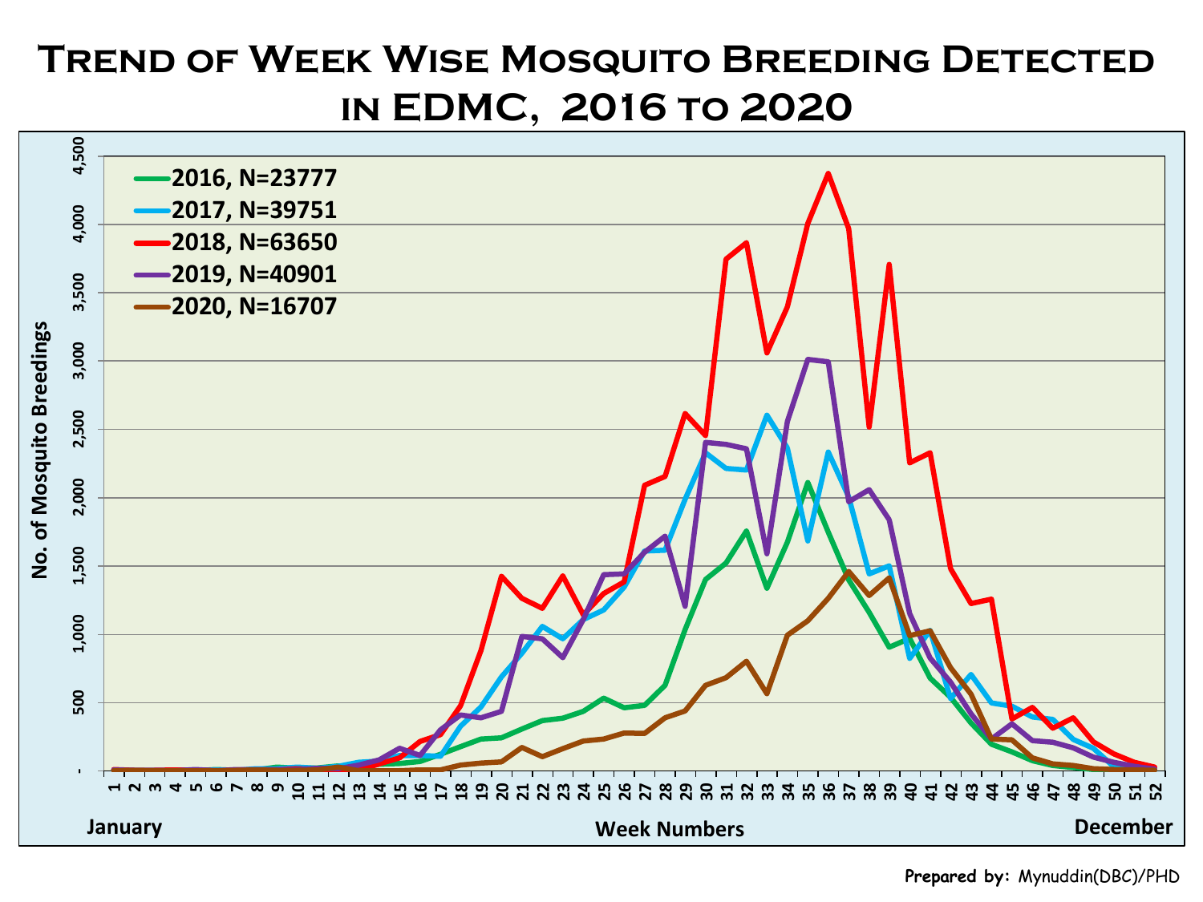# Trend of Week Wise Mosquito Breeding Detected in EDMC, 2016 to 2020

- 2016, N=23777
- 2017, N=39751
- 2018, N=63650
- 2019, N=40901
- 2020, N=16707

No. of Mosquito Breedings

Week Numbers

January — December

**Prepared by:** Mynuddin(DBC)/PHD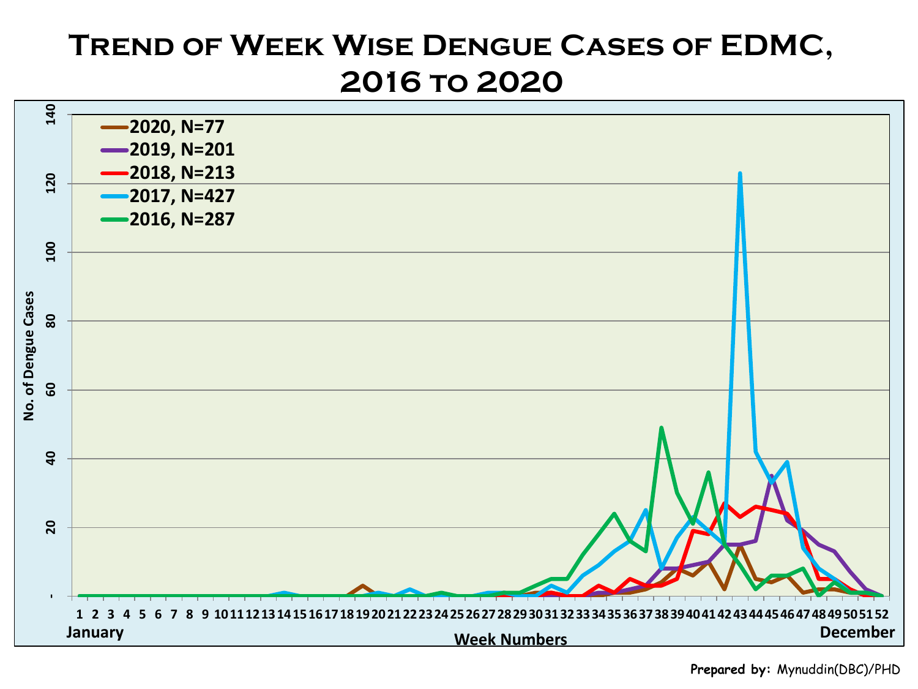# Trend of Week Wise Dengue Cases of EDMC, 2016 to 2020

- 2020, N=77
- 2019, N=201
- 2018, N=213
- 2017, N=427
- 2016, N=287

No. of Dengue Cases

Week Numbers

January — December

Prepared by: Mynuddin(DBC)/PHD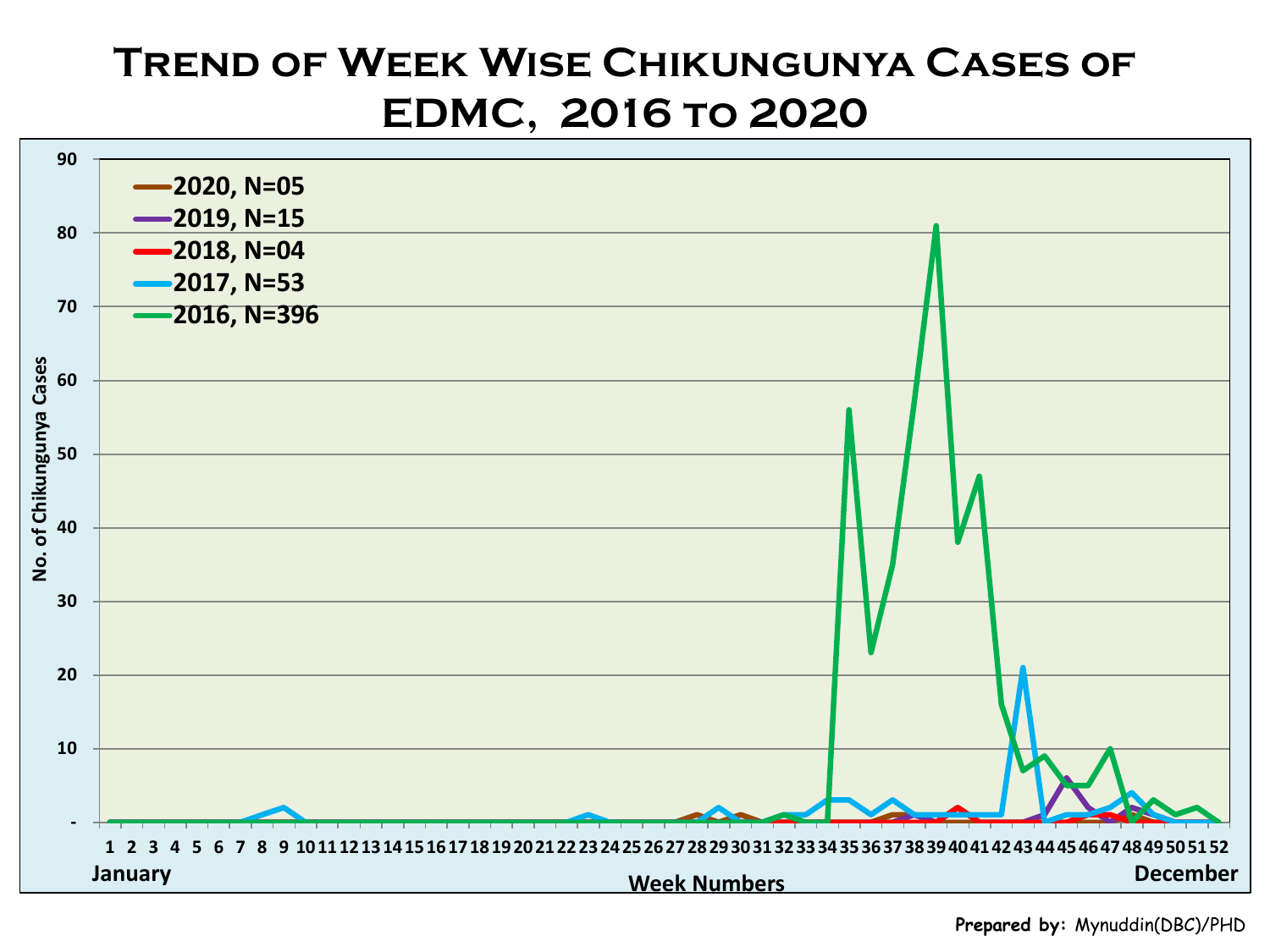# Trend of Week Wise Chikungunya Cases of EDMC, 2016 to 2020

2020, N=05
2019, N=15
2018, N=04
2017, N=53
2016, N=396

No. of Chikungunya Cases

90
80
70
60
50
40
30
20
10
-

1 2 3 4 5 6 7 8 9 10 11 12 13 14 15 16 17 18 19 20 21 22 23 24 25 26 27 28 29 30 31 32 33 34 35 36 37 38 39 40 41 42 43 44 45 46 47 48 49 50 51 52

January

Week Numbers

December

**Prepared by:** Mynuddin(DBC)/PHD